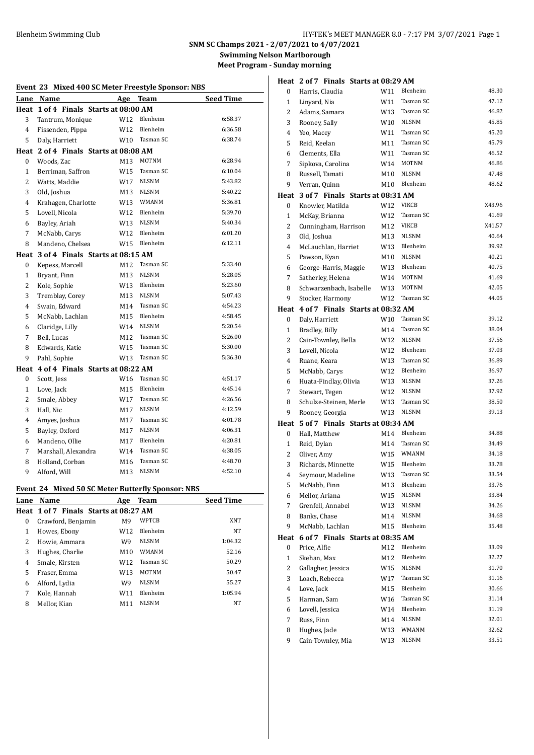# SNM SC Champs 2021 - 2/07/2021 to 4/07/2021

## Swimming Nelson Marlborough

### Meet Program - Sunday morning

#### Event 23 Mixed 400 SC Meter Freestyle Sponsor: NBS

| Lane | Name | Age | Team | Seed Time |
|---|---|---|---|---|
| **Heat 1 of 4 Finals Starts at 08:00 AM** | | | | |
| 3 | Tantrum, Monique | W12 | Blenheim | 6:58.37 |
| 4 | Fissenden, Pippa | W12 | Blenheim | 6:36.58 |
| 5 | Daly, Harriett | W10 | Tasman SC | 6:38.74 |
| **Heat 2 of 4 Finals Starts at 08:08 AM** | | | | |
| 0 | Woods, Zac | M13 | MOTNM | 6:28.94 |
| 1 | Berriman, Saffron | W15 | Tasman SC | 6:10.04 |
| 2 | Watts, Maddie | W17 | NLSNM | 5:43.82 |
| 3 | Old, Joshua | M13 | NLSNM | 5:40.22 |
| 4 | Krahagen, Charlotte | W13 | WMANM | 5:36.81 |
| 5 | Lovell, Nicola | W12 | Blenheim | 5:39.70 |
| 6 | Bayley, Ariah | W13 | NLSNM | 5:40.34 |
| 7 | McNabb, Carys | W12 | Blenheim | 6:01.20 |
| 8 | Mandeno, Chelsea | W15 | Blenheim | 6:12.11 |
| **Heat 3 of 4 Finals Starts at 08:15 AM** | | | | |
| 0 | Kepess, Marcell | M12 | Tasman SC | 5:33.40 |
| 1 | Bryant, Finn | M13 | NLSNM | 5:28.05 |
| 2 | Kole, Sophie | W13 | Blenheim | 5:23.60 |
| 3 | Tremblay, Corey | M13 | NLSNM | 5:07.43 |
| 4 | Swain, Edward | M14 | Tasman SC | 4:54.23 |
| 5 | McNabb, Lachlan | M15 | Blenheim | 4:58.45 |
| 6 | Claridge, Lilly | W14 | NLSNM | 5:20.54 |
| 7 | Bell, Lucas | M12 | Tasman SC | 5:26.00 |
| 8 | Edwards, Katie | W15 | Tasman SC | 5:30.00 |
| 9 | Pahl, Sophie | W13 | Tasman SC | 5:36.30 |
| **Heat 4 of 4 Finals Starts at 08:22 AM** | | | | |
| 0 | Scott, Jess | W16 | Tasman SC | 4:51.17 |
| 1 | Love, Jack | M15 | Blenheim | 4:45.14 |
| 2 | Smale, Abbey | W17 | Tasman SC | 4:26.56 |
| 3 | Hall, Nic | M17 | NLSNM | 4:12.59 |
| 4 | Amyes, Joshua | M17 | Tasman SC | 4:01.78 |
| 5 | Bayley, Oxford | M17 | NLSNM | 4:06.31 |
| 6 | Mandeno, Ollie | M17 | Blenheim | 4:20.81 |
| 7 | Marshall, Alexandra | W14 | Tasman SC | 4:38.05 |
| 8 | Holland, Corban | M16 | Tasman SC | 4:48.70 |
| 9 | Alford, Will | M13 | NLSNM | 4:52.10 |

#### Event 24 Mixed 50 SC Meter Butterfly Sponsor: NBS

| Lane | Name | Age | Team | Seed Time |
|---|---|---|---|---|
| **Heat 1 of 7 Finals Starts at 08:27 AM** | | | | |
| 0 | Crawford, Benjamin | M9 | WPTCB | XNT |
| 1 | Howes, Ebony | W12 | Blenheim | NT |
| 2 | Howie, Ammara | W9 | NLSNM | 1:04.32 |
| 3 | Hughes, Charlie | M10 | WMANM | 52.16 |
| 4 | Smale, Kirsten | W12 | Tasman SC | 50.29 |
| 5 | Fraser, Emma | W13 | MOTNM | 50.47 |
| 6 | Alford, Lydia | W9 | NLSNM | 55.27 |
| 7 | Kole, Hannah | W11 | Blenheim | 1:05.94 |
| 8 | Mellor, Kian | M11 | NLSNM | NT |
| **Heat 2 of 7 Finals Starts at 08:29 AM** | | | | |
| 0 | Harris, Claudia | W11 | Blenheim | 48.30 |
| 1 | Linyard, Nia | W11 | Tasman SC | 47.12 |
| 2 | Adams, Samara | W13 | Tasman SC | 46.82 |
| 3 | Rooney, Sally | W10 | NLSNM | 45.85 |
| 4 | Yeo, Macey | W11 | Tasman SC | 45.20 |
| 5 | Reid, Keelan | M11 | Tasman SC | 45.79 |
| 6 | Clements, Ella | W11 | Tasman SC | 46.52 |
| 7 | Sipkova, Carolina | W14 | MOTNM | 46.86 |
| 8 | Russell, Tamati | M10 | NLSNM | 47.48 |
| 9 | Verran, Quinn | M10 | Blenheim | 48.62 |
| **Heat 3 of 7 Finals Starts at 08:31 AM** | | | | |
| 0 | Knowler, Matilda | W12 | VIKCB | X43.96 |
| 1 | McKay, Brianna | W12 | Tasman SC | 41.69 |
| 2 | Cunningham, Harrison | M12 | VIKCB | X41.57 |
| 3 | Old, Joshua | M13 | NLSNM | 40.64 |
| 4 | McLauchlan, Harriet | W13 | Blenheim | 39.92 |
| 5 | Pawson, Kyan | M10 | NLSNM | 40.21 |
| 6 | George-Harris, Maggie | W13 | Blenheim | 40.75 |
| 7 | Satherley, Helena | W14 | MOTNM | 41.69 |
| 8 | Schwarzenbach, Isabelle | W13 | MOTNM | 42.05 |
| 9 | Stocker, Harmony | W12 | Tasman SC | 44.05 |
| **Heat 4 of 7 Finals Starts at 08:32 AM** | | | | |
| 0 | Daly, Harriett | W10 | Tasman SC | 39.12 |
| 1 | Bradley, Billy | M14 | Tasman SC | 38.04 |
| 2 | Cain-Townley, Bella | W12 | NLSNM | 37.56 |
| 3 | Lovell, Nicola | W12 | Blenheim | 37.03 |
| 4 | Ruane, Keara | W13 | Tasman SC | 36.89 |
| 5 | McNabb, Carys | W12 | Blenheim | 36.97 |
| 6 | Huata-Findlay, Olivia | W13 | NLSNM | 37.26 |
| 7 | Stewart, Tegen | W12 | NLSNM | 37.92 |
| 8 | Schulze-Steinen, Merle | W13 | Tasman SC | 38.50 |
| 9 | Rooney, Georgia | W13 | NLSNM | 39.13 |
| **Heat 5 of 7 Finals Starts at 08:34 AM** | | | | |
| 0 | Hall, Matthew | M14 | Blenheim | 34.88 |
| 1 | Reid, Dylan | M14 | Tasman SC | 34.49 |
| 2 | Oliver, Amy | W15 | WMANM | 34.18 |
| 3 | Richards, Minnette | W15 | Blenheim | 33.78 |
| 4 | Seymour, Madeline | W13 | Tasman SC | 33.54 |
| 5 | McNabb, Finn | M13 | Blenheim | 33.76 |
| 6 | Mellor, Ariana | W15 | NLSNM | 33.84 |
| 7 | Grenfell, Annabel | W13 | NLSNM | 34.26 |
| 8 | Banks, Chase | M14 | NLSNM | 34.68 |
| 9 | McNabb, Lachlan | M15 | Blenheim | 35.48 |
| **Heat 6 of 7 Finals Starts at 08:35 AM** | | | | |
| 0 | Price, Alfie | M12 | Blenheim | 33.09 |
| 1 | Skehan, Max | M12 | Blenheim | 32.27 |
| 2 | Gallagher, Jessica | W15 | NLSNM | 31.70 |
| 3 | Loach, Rebecca | W17 | Tasman SC | 31.16 |
| 4 | Love, Jack | M15 | Blenheim | 30.66 |
| 5 | Harman, Sam | W16 | Tasman SC | 31.14 |
| 6 | Lovell, Jessica | W14 | Blenheim | 31.19 |
| 7 | Russ, Finn | M14 | NLSNM | 32.01 |
| 8 | Hughes, Jade | W13 | WMANM | 32.62 |
| 9 | Cain-Townley, Mia | W13 | NLSNM | 33.51 |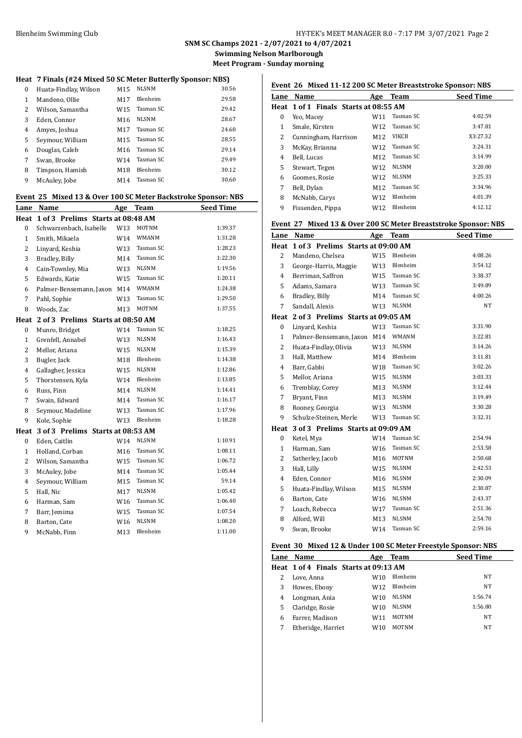**SNM SC Champs 2021 - 2/07/2021 to 4/07/2021**
**Swimming Nelson Marlborough**
**Meet Program - Sunday morning**

### Heat 7 Finals (#24 Mixed 50 SC Meter Butterfly Sponsor: NBS)

| Lane | Name | Age | Team | Seed Time |
|---|---|---|---|---|
| 0 | Huata-Findlay, Wilson | M15 | NLSNM | 30.56 |
| 1 | Mandeno, Ollie | M17 | Blenheim | 29.58 |
| 2 | Wilson, Samantha | W15 | Tasman SC | 29.42 |
| 3 | Eden, Connor | M16 | NLSNM | 28.67 |
| 4 | Amyes, Joshua | M17 | Tasman SC | 24.60 |
| 5 | Seymour, William | M15 | Tasman SC | 28.55 |
| 6 | Douglas, Caleb | M16 | Tasman SC | 29.14 |
| 7 | Swan, Brooke | W14 | Tasman SC | 29.49 |
| 8 | Timpson, Hamish | M18 | Blenheim | 30.12 |
| 9 | McAuley, Jobe | M14 | Tasman SC | 30.60 |

### Event 25 Mixed 13 & Over 100 SC Meter Backstroke Sponsor: NBS

| Lane | Name | Age | Team | Seed Time |
|---|---|---|---|---|
| **Heat 1 of 3 Prelims Starts at 08:48 AM** | | | | |
| 0 | Schwarzenbach, Isabelle | W13 | MOTNM | 1:39.37 |
| 1 | Smith, Mikaela | W14 | WMANM | 1:31.28 |
| 2 | Linyard, Keshia | W13 | Tasman SC | 1:28.23 |
| 3 | Bradley, Billy | M14 | Tasman SC | 1:22.30 |
| 4 | Cain-Townley, Mia | W13 | NLSNM | 1:19.56 |
| 5 | Edwards, Katie | W15 | Tasman SC | 1:20.11 |
| 6 | Palmer-Bensemann, Jaxon | M14 | WMANM | 1:24.38 |
| 7 | Pahl, Sophie | W13 | Tasman SC | 1:29.50 |
| 8 | Woods, Zac | M13 | MOTNM | 1:37.55 |
| **Heat 2 of 3 Prelims Starts at 08:50 AM** | | | | |
| 0 | Munro, Bridget | W14 | Tasman SC | 1:18.25 |
| 1 | Grenfell, Annabel | W13 | NLSNM | 1:16.43 |
| 2 | Mellor, Ariana | W15 | NLSNM | 1:15.39 |
| 3 | Bugler, Jack | M18 | Blenheim | 1:14.38 |
| 4 | Gallagher, Jessica | W15 | NLSNM | 1:12.86 |
| 5 | Thorstensen, Kyla | W14 | Blenheim | 1:13.85 |
| 6 | Russ, Finn | M14 | NLSNM | 1:14.41 |
| 7 | Swain, Edward | M14 | Tasman SC | 1:16.17 |
| 8 | Seymour, Madeline | W13 | Tasman SC | 1:17.96 |
| 9 | Kole, Sophie | W13 | Blenheim | 1:18.28 |
| **Heat 3 of 3 Prelims Starts at 08:53 AM** | | | | |
| 0 | Eden, Caitlin | W14 | NLSNM | 1:10.91 |
| 1 | Holland, Corban | M16 | Tasman SC | 1:08.11 |
| 2 | Wilson, Samantha | W15 | Tasman SC | 1:06.72 |
| 3 | McAuley, Jobe | M14 | Tasman SC | 1:05.44 |
| 4 | Seymour, William | M15 | Tasman SC | 59.14 |
| 5 | Hall, Nic | M17 | NLSNM | 1:05.42 |
| 6 | Harman, Sam | W16 | Tasman SC | 1:06.40 |
| 7 | Barr, Jemima | W15 | Tasman SC | 1:07.54 |
| 8 | Barton, Cate | W16 | NLSNM | 1:08.20 |
| 9 | McNabb, Finn | M13 | Blenheim | 1:11.00 |

### Event 26 Mixed 11-12 200 SC Meter Breaststroke Sponsor: NBS

| Lane | Name | Age | Team | Seed Time |
|---|---|---|---|---|
| **Heat 1 of 1 Finals Starts at 08:55 AM** | | | | |
| 0 | Yeo, Macey | W11 | Tasman SC | 4:02.59 |
| 1 | Smale, Kirsten | W12 | Tasman SC | 3:47.81 |
| 2 | Cunningham, Harrison | M12 | VIKCB | X3:27.32 |
| 3 | McKay, Brianna | W12 | Tasman SC | 3:24.31 |
| 4 | Bell, Lucas | M12 | Tasman SC | 3:14.99 |
| 5 | Stewart, Tegen | W12 | NLSNM | 3:20.00 |
| 6 | Goomes, Rosie | W12 | NLSNM | 3:25.33 |
| 7 | Bell, Dylan | M12 | Tasman SC | 3:34.96 |
| 8 | McNabb, Carys | W12 | Blenheim | 4:01.39 |
| 9 | Fissenden, Pippa | W12 | Blenheim | 4:12.12 |

### Event 27 Mixed 13 & Over 200 SC Meter Breaststroke Sponsor: NBS

| Lane | Name | Age | Team | Seed Time |
|---|---|---|---|---|
| **Heat 1 of 3 Prelims Starts at 09:00 AM** | | | | |
| 2 | Mandeno, Chelsea | W15 | Blenheim | 4:08.26 |
| 3 | George-Harris, Maggie | W13 | Blenheim | 3:54.12 |
| 4 | Berriman, Saffron | W15 | Tasman SC | 3:38.37 |
| 5 | Adams, Samara | W13 | Tasman SC | 3:49.89 |
| 6 | Bradley, Billy | M14 | Tasman SC | 4:00.26 |
| 7 | Sandall, Alexis | W13 | NLSNM | NT |
| **Heat 2 of 3 Prelims Starts at 09:05 AM** | | | | |
| 0 | Linyard, Keshia | W13 | Tasman SC | 3:31.90 |
| 1 | Palmer-Bensemann, Jaxon | M14 | WMANM | 3:22.81 |
| 2 | Huata-Findlay, Olivia | W13 | NLSNM | 3:14.26 |
| 3 | Hall, Matthew | M14 | Blenheim | 3:11.81 |
| 4 | Barr, Gabbi | W18 | Tasman SC | 3:02.26 |
| 5 | Mellor, Ariana | W15 | NLSNM | 3:03.33 |
| 6 | Tremblay, Corey | M13 | NLSNM | 3:12.44 |
| 7 | Bryant, Finn | M13 | NLSNM | 3:19.49 |
| 8 | Rooney, Georgia | W13 | NLSNM | 3:30.28 |
| 9 | Schulze-Steinen, Merle | W13 | Tasman SC | 3:32.31 |
| **Heat 3 of 3 Prelims Starts at 09:09 AM** | | | | |
| 0 | Ketel, Mya | W14 | Tasman SC | 2:54.94 |
| 1 | Harman, Sam | W16 | Tasman SC | 2:53.58 |
| 2 | Satherley, Jacob | M16 | MOTNM | 2:50.68 |
| 3 | Hall, Lilly | W15 | NLSNM | 2:42.53 |
| 4 | Eden, Connor | M16 | NLSNM | 2:30.09 |
| 5 | Huata-Findlay, Wilson | M15 | NLSNM | 2:30.87 |
| 6 | Barton, Cate | W16 | NLSNM | 2:43.37 |
| 7 | Loach, Rebecca | W17 | Tasman SC | 2:51.36 |
| 8 | Alford, Will | M13 | NLSNM | 2:54.70 |
| 9 | Swan, Brooke | W14 | Tasman SC | 2:59.16 |

### Event 30 Mixed 12 & Under 100 SC Meter Freestyle Sponsor: NBS

| Lane | Name | Age | Team | Seed Time |
|---|---|---|---|---|
| **Heat 1 of 4 Finals Starts at 09:13 AM** | | | | |
| 2 | Love, Anna | W10 | Blenheim | NT |
| 3 | Howes, Ebony | W12 | Blenheim | NT |
| 4 | Longman, Ania | W10 | NLSNM | 1:56.74 |
| 5 | Claridge, Rosie | W10 | NLSNM | 1:56.80 |
| 6 | Farrer, Madison | W11 | MOTNM | NT |
| 7 | Etheridge, Harriet | W10 | MOTNM | NT |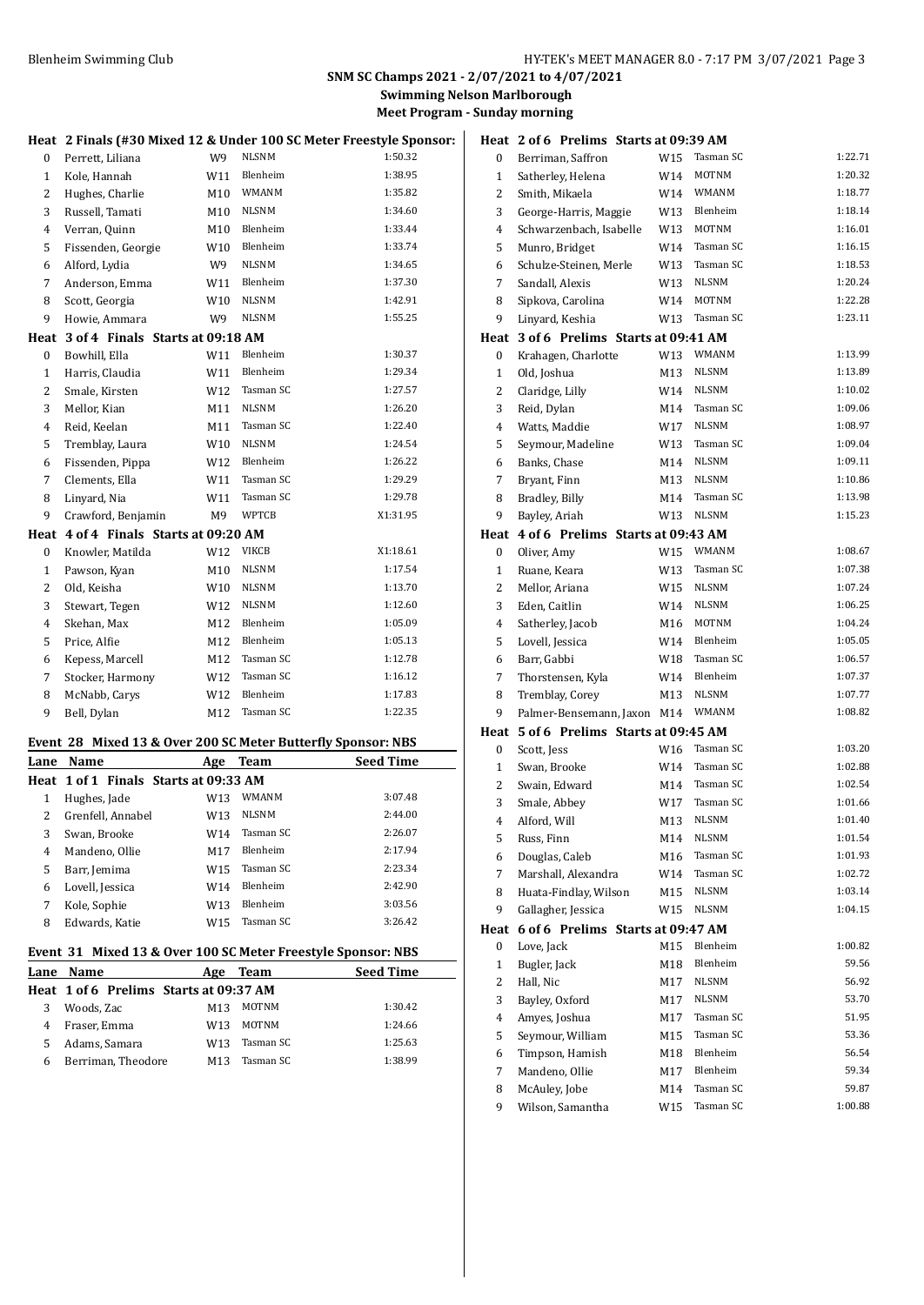**SNM SC Champs 2021 - 2/07/2021 to 4/07/2021**
**Swimming Nelson Marlborough**
**Meet Program - Sunday morning**

**Heat 2 Finals (#30 Mixed 12 & Under 100 SC Meter Freestyle Sponsor:**

| Lane | Name | Age | Team | Seed Time |
|---|---|---|---|---|
| 0 | Perrett, Liliana | W9 | NLSNM | 1:50.32 |
| 1 | Kole, Hannah | W11 | Blenheim | 1:38.95 |
| 2 | Hughes, Charlie | M10 | WMANM | 1:35.82 |
| 3 | Russell, Tamati | M10 | NLSNM | 1:34.60 |
| 4 | Verran, Quinn | M10 | Blenheim | 1:33.44 |
| 5 | Fissenden, Georgie | W10 | Blenheim | 1:33.74 |
| 6 | Alford, Lydia | W9 | NLSNM | 1:34.65 |
| 7 | Anderson, Emma | W11 | Blenheim | 1:37.30 |
| 8 | Scott, Georgia | W10 | NLSNM | 1:42.91 |
| 9 | Howie, Ammara | W9 | NLSNM | 1:55.25 |

**Heat 3 of 4 Finals Starts at 09:18 AM**

| Lane | Name | Age | Team | Seed Time |
|---|---|---|---|---|
| 0 | Bowhill, Ella | W11 | Blenheim | 1:30.37 |
| 1 | Harris, Claudia | W11 | Blenheim | 1:29.34 |
| 2 | Smale, Kirsten | W12 | Tasman SC | 1:27.57 |
| 3 | Mellor, Kian | M11 | NLSNM | 1:26.20 |
| 4 | Reid, Keelan | M11 | Tasman SC | 1:22.40 |
| 5 | Tremblay, Laura | W10 | NLSNM | 1:24.54 |
| 6 | Fissenden, Pippa | W12 | Blenheim | 1:26.22 |
| 7 | Clements, Ella | W11 | Tasman SC | 1:29.29 |
| 8 | Linyard, Nia | W11 | Tasman SC | 1:29.78 |
| 9 | Crawford, Benjamin | M9 | WPTCB | X1:31.95 |

**Heat 4 of 4 Finals Starts at 09:20 AM**

| Lane | Name | Age | Team | Seed Time |
|---|---|---|---|---|
| 0 | Knowler, Matilda | W12 | VIKCB | X1:18.61 |
| 1 | Pawson, Kyan | M10 | NLSNM | 1:17.54 |
| 2 | Old, Keisha | W10 | NLSNM | 1:13.70 |
| 3 | Stewart, Tegen | W12 | NLSNM | 1:12.60 |
| 4 | Skehan, Max | M12 | Blenheim | 1:05.09 |
| 5 | Price, Alfie | M12 | Blenheim | 1:05.13 |
| 6 | Kepess, Marcell | M12 | Tasman SC | 1:12.78 |
| 7 | Stocker, Harmony | W12 | Tasman SC | 1:16.12 |
| 8 | McNabb, Carys | W12 | Blenheim | 1:17.83 |
| 9 | Bell, Dylan | M12 | Tasman SC | 1:22.35 |

## Event 28 Mixed 13 & Over 200 SC Meter Butterfly Sponsor: NBS

**Heat 1 of 1 Finals Starts at 09:33 AM**

| Lane | Name | Age | Team | Seed Time |
|---|---|---|---|---|
| 1 | Hughes, Jade | W13 | WMANM | 3:07.48 |
| 2 | Grenfell, Annabel | W13 | NLSNM | 2:44.00 |
| 3 | Swan, Brooke | W14 | Tasman SC | 2:26.07 |
| 4 | Mandeno, Ollie | M17 | Blenheim | 2:17.94 |
| 5 | Barr, Jemima | W15 | Tasman SC | 2:23.34 |
| 6 | Lovell, Jessica | W14 | Blenheim | 2:42.90 |
| 7 | Kole, Sophie | W13 | Blenheim | 3:03.56 |
| 8 | Edwards, Katie | W15 | Tasman SC | 3:26.42 |

## Event 31 Mixed 13 & Over 100 SC Meter Freestyle Sponsor: NBS

**Heat 1 of 6 Prelims Starts at 09:37 AM**

| Lane | Name | Age | Team | Seed Time |
|---|---|---|---|---|
| 3 | Woods, Zac | M13 | MOTNM | 1:30.42 |
| 4 | Fraser, Emma | W13 | MOTNM | 1:24.66 |
| 5 | Adams, Samara | W13 | Tasman SC | 1:25.63 |
| 6 | Berriman, Theodore | M13 | Tasman SC | 1:38.99 |

**Heat 2 of 6 Prelims Starts at 09:39 AM**

| Lane | Name | Age | Team | Seed Time |
|---|---|---|---|---|
| 0 | Berriman, Saffron | W15 | Tasman SC | 1:22.71 |
| 1 | Satherley, Helena | W14 | MOTNM | 1:20.32 |
| 2 | Smith, Mikaela | W14 | WMANM | 1:18.77 |
| 3 | George-Harris, Maggie | W13 | Blenheim | 1:18.14 |
| 4 | Schwarzenbach, Isabelle | W13 | MOTNM | 1:16.01 |
| 5 | Munro, Bridget | W14 | Tasman SC | 1:16.15 |
| 6 | Schulze-Steinen, Merle | W13 | Tasman SC | 1:18.53 |
| 7 | Sandall, Alexis | W13 | NLSNM | 1:20.24 |
| 8 | Sipkova, Carolina | W14 | MOTNM | 1:22.28 |
| 9 | Linyard, Keshia | W13 | Tasman SC | 1:23.11 |

**Heat 3 of 6 Prelims Starts at 09:41 AM**

| Lane | Name | Age | Team | Seed Time |
|---|---|---|---|---|
| 0 | Krahagen, Charlotte | W13 | WMANM | 1:13.99 |
| 1 | Old, Joshua | M13 | NLSNM | 1:13.89 |
| 2 | Claridge, Lilly | W14 | NLSNM | 1:10.02 |
| 3 | Reid, Dylan | M14 | Tasman SC | 1:09.06 |
| 4 | Watts, Maddie | W17 | NLSNM | 1:08.97 |
| 5 | Seymour, Madeline | W13 | Tasman SC | 1:09.04 |
| 6 | Banks, Chase | M14 | NLSNM | 1:09.11 |
| 7 | Bryant, Finn | M13 | NLSNM | 1:10.86 |
| 8 | Bradley, Billy | M14 | Tasman SC | 1:13.98 |
| 9 | Bayley, Ariah | W13 | NLSNM | 1:15.23 |

**Heat 4 of 6 Prelims Starts at 09:43 AM**

| Lane | Name | Age | Team | Seed Time |
|---|---|---|---|---|
| 0 | Oliver, Amy | W15 | WMANM | 1:08.67 |
| 1 | Ruane, Keara | W13 | Tasman SC | 1:07.38 |
| 2 | Mellor, Ariana | W15 | NLSNM | 1:07.24 |
| 3 | Eden, Caitlin | W14 | NLSNM | 1:06.25 |
| 4 | Satherley, Jacob | M16 | MOTNM | 1:04.24 |
| 5 | Lovell, Jessica | W14 | Blenheim | 1:05.05 |
| 6 | Barr, Gabbi | W18 | Tasman SC | 1:06.57 |
| 7 | Thorstensen, Kyla | W14 | Blenheim | 1:07.37 |
| 8 | Tremblay, Corey | M13 | NLSNM | 1:07.77 |
| 9 | Palmer-Bensemann, Jaxon | M14 | WMANM | 1:08.82 |

**Heat 5 of 6 Prelims Starts at 09:45 AM**

| Lane | Name | Age | Team | Seed Time |
|---|---|---|---|---|
| 0 | Scott, Jess | W16 | Tasman SC | 1:03.20 |
| 1 | Swan, Brooke | W14 | Tasman SC | 1:02.88 |
| 2 | Swain, Edward | M14 | Tasman SC | 1:02.54 |
| 3 | Smale, Abbey | W17 | Tasman SC | 1:01.66 |
| 4 | Alford, Will | M13 | NLSNM | 1:01.40 |
| 5 | Russ, Finn | M14 | NLSNM | 1:01.54 |
| 6 | Douglas, Caleb | M16 | Tasman SC | 1:01.93 |
| 7 | Marshall, Alexandra | W14 | Tasman SC | 1:02.72 |
| 8 | Huata-Findlay, Wilson | M15 | NLSNM | 1:03.14 |
| 9 | Gallagher, Jessica | W15 | NLSNM | 1:04.15 |

**Heat 6 of 6 Prelims Starts at 09:47 AM**

| Lane | Name | Age | Team | Seed Time |
|---|---|---|---|---|
| 0 | Love, Jack | M15 | Blenheim | 1:00.82 |
| 1 | Bugler, Jack | M18 | Blenheim | 59.56 |
| 2 | Hall, Nic | M17 | NLSNM | 56.92 |
| 3 | Bayley, Oxford | M17 | NLSNM | 53.70 |
| 4 | Amyes, Joshua | M17 | Tasman SC | 51.95 |
| 5 | Seymour, William | M15 | Tasman SC | 53.36 |
| 6 | Timpson, Hamish | M18 | Blenheim | 56.54 |
| 7 | Mandeno, Ollie | M17 | Blenheim | 59.34 |
| 8 | McAuley, Jobe | M14 | Tasman SC | 59.87 |
| 9 | Wilson, Samantha | W15 | Tasman SC | 1:00.88 |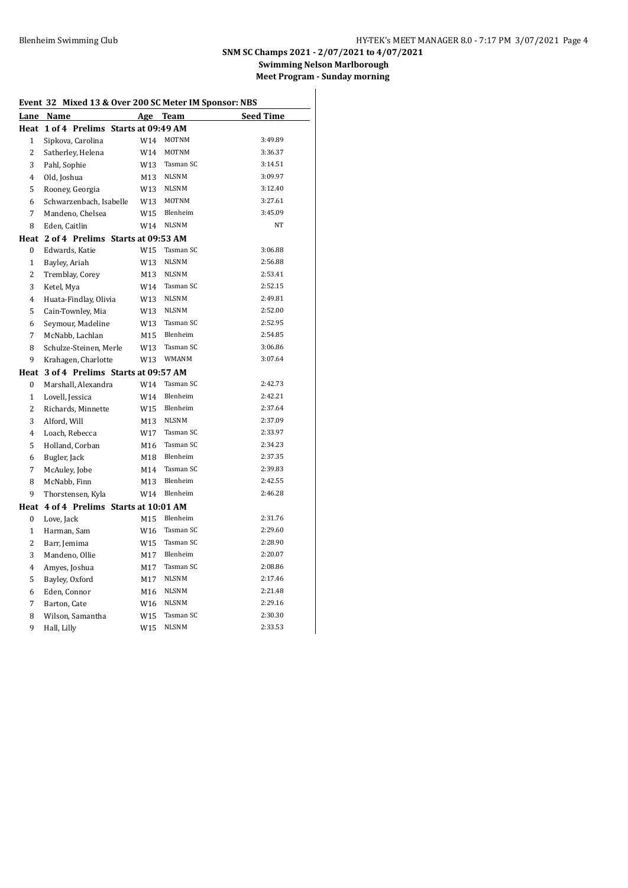**SNM SC Champs 2021 - 2/07/2021 to 4/07/2021**

**Swimming Nelson Marlborough**

**Meet Program - Sunday morning**

### Event 32 Mixed 13 & Over 200 SC Meter IM Sponsor: NBS

| Lane | Name | Age | Team | Seed Time |
|---|---|---|---|---|
| **Heat 1 of 4 Prelims Starts at 09:49 AM** | | | | |
| 1 | Sipkova, Carolina | W14 | MOTNM | 3:49.89 |
| 2 | Satherley, Helena | W14 | MOTNM | 3:36.37 |
| 3 | Pahl, Sophie | W13 | Tasman SC | 3:14.51 |
| 4 | Old, Joshua | M13 | NLSNM | 3:09.97 |
| 5 | Rooney, Georgia | W13 | NLSNM | 3:12.40 |
| 6 | Schwarzenbach, Isabelle | W13 | MOTNM | 3:27.61 |
| 7 | Mandeno, Chelsea | W15 | Blenheim | 3:45.09 |
| 8 | Eden, Caitlin | W14 | NLSNM | NT |
| **Heat 2 of 4 Prelims Starts at 09:53 AM** | | | | |
| 0 | Edwards, Katie | W15 | Tasman SC | 3:06.88 |
| 1 | Bayley, Ariah | W13 | NLSNM | 2:56.88 |
| 2 | Tremblay, Corey | M13 | NLSNM | 2:53.41 |
| 3 | Ketel, Mya | W14 | Tasman SC | 2:52.15 |
| 4 | Huata-Findlay, Olivia | W13 | NLSNM | 2:49.81 |
| 5 | Cain-Townley, Mia | W13 | NLSNM | 2:52.00 |
| 6 | Seymour, Madeline | W13 | Tasman SC | 2:52.95 |
| 7 | McNabb, Lachlan | M15 | Blenheim | 2:54.85 |
| 8 | Schulze-Steinen, Merle | W13 | Tasman SC | 3:06.86 |
| 9 | Krahagen, Charlotte | W13 | WMANM | 3:07.64 |
| **Heat 3 of 4 Prelims Starts at 09:57 AM** | | | | |
| 0 | Marshall, Alexandra | W14 | Tasman SC | 2:42.73 |
| 1 | Lovell, Jessica | W14 | Blenheim | 2:42.21 |
| 2 | Richards, Minnette | W15 | Blenheim | 2:37.64 |
| 3 | Alford, Will | M13 | NLSNM | 2:37.09 |
| 4 | Loach, Rebecca | W17 | Tasman SC | 2:33.97 |
| 5 | Holland, Corban | M16 | Tasman SC | 2:34.23 |
| 6 | Bugler, Jack | M18 | Blenheim | 2:37.35 |
| 7 | McAuley, Jobe | M14 | Tasman SC | 2:39.83 |
| 8 | McNabb, Finn | M13 | Blenheim | 2:42.55 |
| 9 | Thorstensen, Kyla | W14 | Blenheim | 2:46.28 |
| **Heat 4 of 4 Prelims Starts at 10:01 AM** | | | | |
| 0 | Love, Jack | M15 | Blenheim | 2:31.76 |
| 1 | Harman, Sam | W16 | Tasman SC | 2:29.60 |
| 2 | Barr, Jemima | W15 | Tasman SC | 2:28.90 |
| 3 | Mandeno, Ollie | M17 | Blenheim | 2:20.07 |
| 4 | Amyes, Joshua | M17 | Tasman SC | 2:08.86 |
| 5 | Bayley, Oxford | M17 | NLSNM | 2:17.46 |
| 6 | Eden, Connor | M16 | NLSNM | 2:21.48 |
| 7 | Barton, Cate | W16 | NLSNM | 2:29.16 |
| 8 | Wilson, Samantha | W15 | Tasman SC | 2:30.30 |
| 9 | Hall, Lilly | W15 | NLSNM | 2:33.53 |